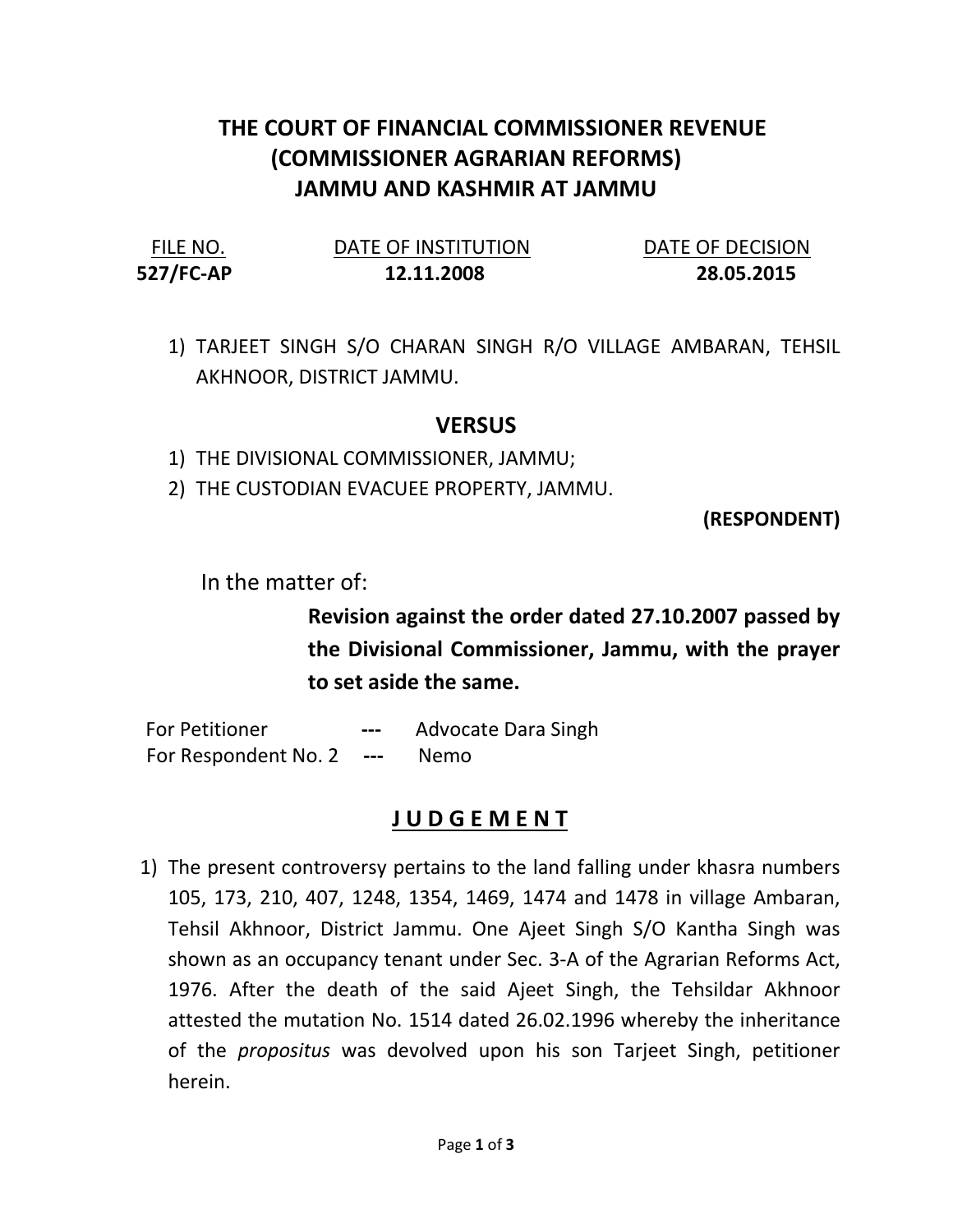# THE COURT OF FINANCIAL COMMISSIONER REVENUE (COMMISSIONER AGRARIAN REFORMS) JAMMU AND KASHMIR AT JAMMU

| FILE NO. | DATE OF INSTITUTION | DATE OF DECISION |
|---|---|---|
| **527/FC-AP** | **12.11.2008** | **28.05.2015** |

1) TARJEET SINGH S/O CHARAN SINGH R/O VILLAGE AMBARAN, TEHSIL AKHNOOR, DISTRICT JAMMU.

## VERSUS

1) THE DIVISIONAL COMMISSIONER, JAMMU;
2) THE CUSTODIAN EVACUEE PROPERTY, JAMMU.

**(RESPONDENT)**

In the matter of:

**Revision against the order dated 27.10.2007 passed by the Divisional Commissioner, Jammu, with the prayer to set aside the same.**

For Petitioner --- Advocate Dara Singh
For Respondent No. 2 --- Nemo

## JUDGEMENT

1) The present controversy pertains to the land falling under khasra numbers 105, 173, 210, 407, 1248, 1354, 1469, 1474 and 1478 in village Ambaran, Tehsil Akhnoor, District Jammu. One Ajeet Singh S/O Kantha Singh was shown as an occupancy tenant under Sec. 3-A of the Agrarian Reforms Act, 1976. After the death of the said Ajeet Singh, the Tehsildar Akhnoor attested the mutation No. 1514 dated 26.02.1996 whereby the inheritance of the *propositus* was devolved upon his son Tarjeet Singh, petitioner herein.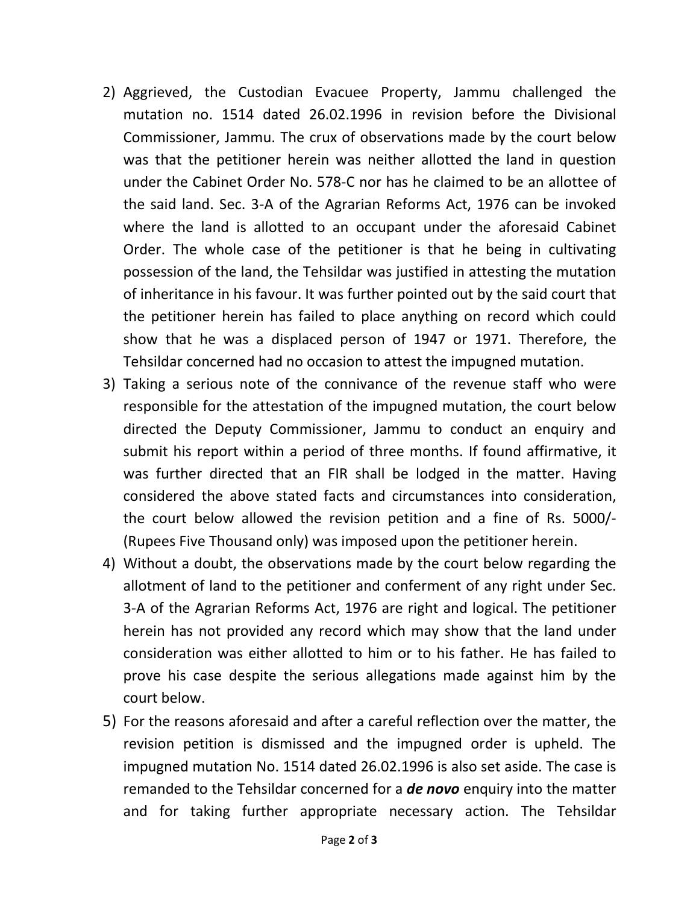2) Aggrieved, the Custodian Evacuee Property, Jammu challenged the mutation no. 1514 dated 26.02.1996 in revision before the Divisional Commissioner, Jammu. The crux of observations made by the court below was that the petitioner herein was neither allotted the land in question under the Cabinet Order No. 578-C nor has he claimed to be an allottee of the said land. Sec. 3-A of the Agrarian Reforms Act, 1976 can be invoked where the land is allotted to an occupant under the aforesaid Cabinet Order. The whole case of the petitioner is that he being in cultivating possession of the land, the Tehsildar was justified in attesting the mutation of inheritance in his favour. It was further pointed out by the said court that the petitioner herein has failed to place anything on record which could show that he was a displaced person of 1947 or 1971. Therefore, the Tehsildar concerned had no occasion to attest the impugned mutation.

3) Taking a serious note of the connivance of the revenue staff who were responsible for the attestation of the impugned mutation, the court below directed the Deputy Commissioner, Jammu to conduct an enquiry and submit his report within a period of three months. If found affirmative, it was further directed that an FIR shall be lodged in the matter. Having considered the above stated facts and circumstances into consideration, the court below allowed the revision petition and a fine of Rs. 5000/- (Rupees Five Thousand only) was imposed upon the petitioner herein.

4) Without a doubt, the observations made by the court below regarding the allotment of land to the petitioner and conferment of any right under Sec. 3-A of the Agrarian Reforms Act, 1976 are right and logical. The petitioner herein has not provided any record which may show that the land under consideration was either allotted to him or to his father. He has failed to prove his case despite the serious allegations made against him by the court below.

5) For the reasons aforesaid and after a careful reflection over the matter, the revision petition is dismissed and the impugned order is upheld. The impugned mutation No. 1514 dated 26.02.1996 is also set aside. The case is remanded to the Tehsildar concerned for a ***de novo*** enquiry into the matter and for taking further appropriate necessary action. The Tehsildar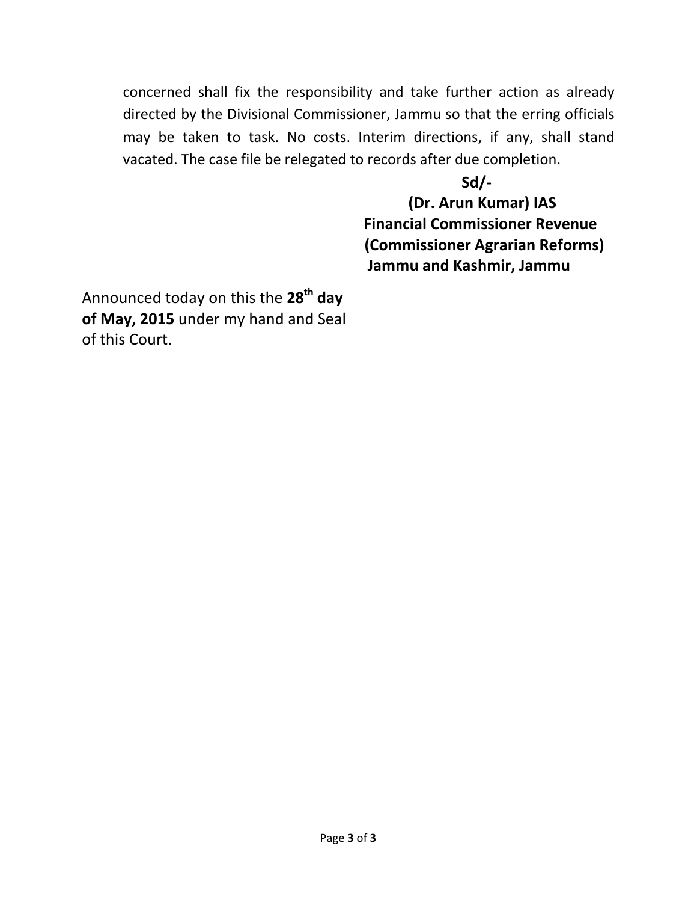concerned shall fix the responsibility and take further action as already directed by the Divisional Commissioner, Jammu so that the erring officials may be taken to task. No costs. Interim directions, if any, shall stand vacated. The case file be relegated to records after due completion.

**Sd/-**
**(Dr. Arun Kumar) IAS**
**Financial Commissioner Revenue**
**(Commissioner Agrarian Reforms)**
**Jammu and Kashmir, Jammu**

Announced today on this the **28th day of May, 2015** under my hand and Seal of this Court.